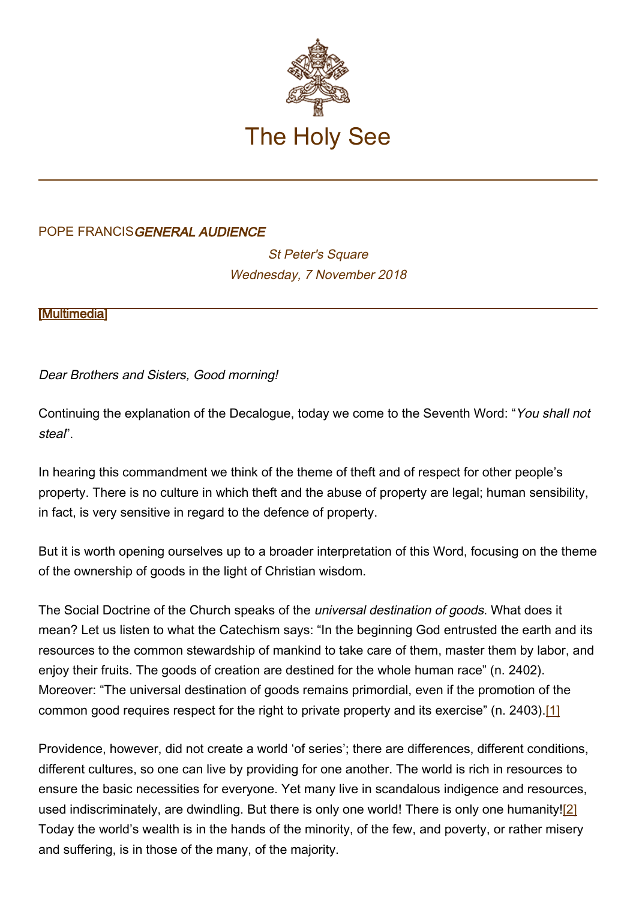# The Holy See

POPE FRANCIS *GENERAL AUDIENCE*

*St Peter's Square*
*Wednesday, 7 November 2018*

[Multimedia]

*Dear Brothers and Sisters, Good morning!*

Continuing the explanation of the Decalogue, today we come to the Seventh Word: "*You shall not steal*".

In hearing this commandment we think of the theme of theft and of respect for other people's property. There is no culture in which theft and the abuse of property are legal; human sensibility, in fact, is very sensitive in regard to the defence of property.

But it is worth opening ourselves up to a broader interpretation of this Word, focusing on the theme of the ownership of goods in the light of Christian wisdom.

The Social Doctrine of the Church speaks of the *universal destination of goods*. What does it mean? Let us listen to what the Catechism says: "In the beginning God entrusted the earth and its resources to the common stewardship of mankind to take care of them, master them by labor, and enjoy their fruits. The goods of creation are destined for the whole human race" (n. 2402). Moreover: "The universal destination of goods remains primordial, even if the promotion of the common good requires respect for the right to private property and its exercise" (n. 2403).[1]

Providence, however, did not create a world 'of series'; there are differences, different conditions, different cultures, so one can live by providing for one another. The world is rich in resources to ensure the basic necessities for everyone. Yet many live in scandalous indigence and resources, used indiscriminately, are dwindling. But there is only one world! There is only one humanity![2] Today the world's wealth is in the hands of the minority, of the few, and poverty, or rather misery and suffering, is in those of the many, of the majority.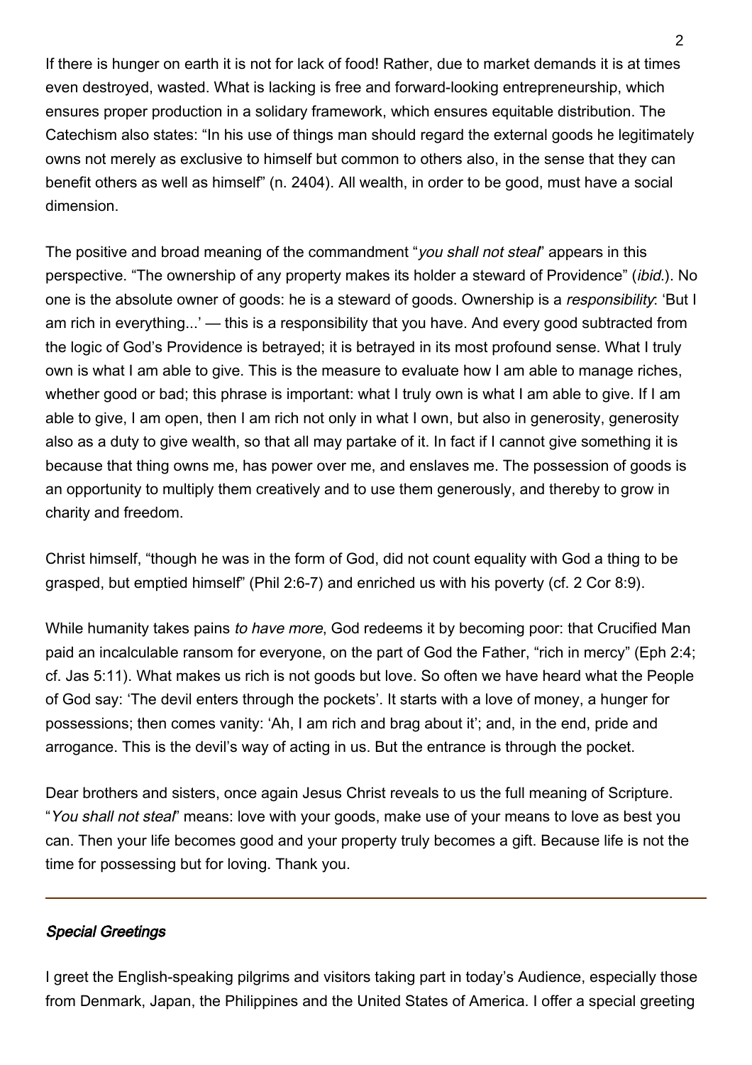If there is hunger on earth it is not for lack of food! Rather, due to market demands it is at times even destroyed, wasted. What is lacking is free and forward-looking entrepreneurship, which ensures proper production in a solidary framework, which ensures equitable distribution. The Catechism also states: "In his use of things man should regard the external goods he legitimately owns not merely as exclusive to himself but common to others also, in the sense that they can benefit others as well as himself" (n. 2404). All wealth, in order to be good, must have a social dimension.

The positive and broad meaning of the commandment "*you shall not steal*" appears in this perspective. "The ownership of any property makes its holder a steward of Providence" (*ibid.*). No one is the absolute owner of goods: he is a steward of goods. Ownership is a *responsibility*: 'But I am rich in everything...' — this is a responsibility that you have. And every good subtracted from the logic of God's Providence is betrayed; it is betrayed in its most profound sense. What I truly own is what I am able to give. This is the measure to evaluate how I am able to manage riches, whether good or bad; this phrase is important: what I truly own is what I am able to give. If I am able to give, I am open, then I am rich not only in what I own, but also in generosity, generosity also as a duty to give wealth, so that all may partake of it. In fact if I cannot give something it is because that thing owns me, has power over me, and enslaves me. The possession of goods is an opportunity to multiply them creatively and to use them generously, and thereby to grow in charity and freedom.

Christ himself, "though he was in the form of God, did not count equality with God a thing to be grasped, but emptied himself" (Phil 2:6-7) and enriched us with his poverty (cf. 2 Cor 8:9).

While humanity takes pains *to have more*, God redeems it by becoming poor: that Crucified Man paid an incalculable ransom for everyone, on the part of God the Father, "rich in mercy" (Eph 2:4; cf. Jas 5:11). What makes us rich is not goods but love. So often we have heard what the People of God say: 'The devil enters through the pockets'. It starts with a love of money, a hunger for possessions; then comes vanity: 'Ah, I am rich and brag about it'; and, in the end, pride and arrogance. This is the devil's way of acting in us. But the entrance is through the pocket.

Dear brothers and sisters, once again Jesus Christ reveals to us the full meaning of Scripture. "*You shall not steal*" means: love with your goods, make use of your means to love as best you can. Then your life becomes good and your property truly becomes a gift. Because life is not the time for possessing but for loving. Thank you.

---

***Special Greetings***

I greet the English-speaking pilgrims and visitors taking part in today's Audience, especially those from Denmark, Japan, the Philippines and the United States of America. I offer a special greeting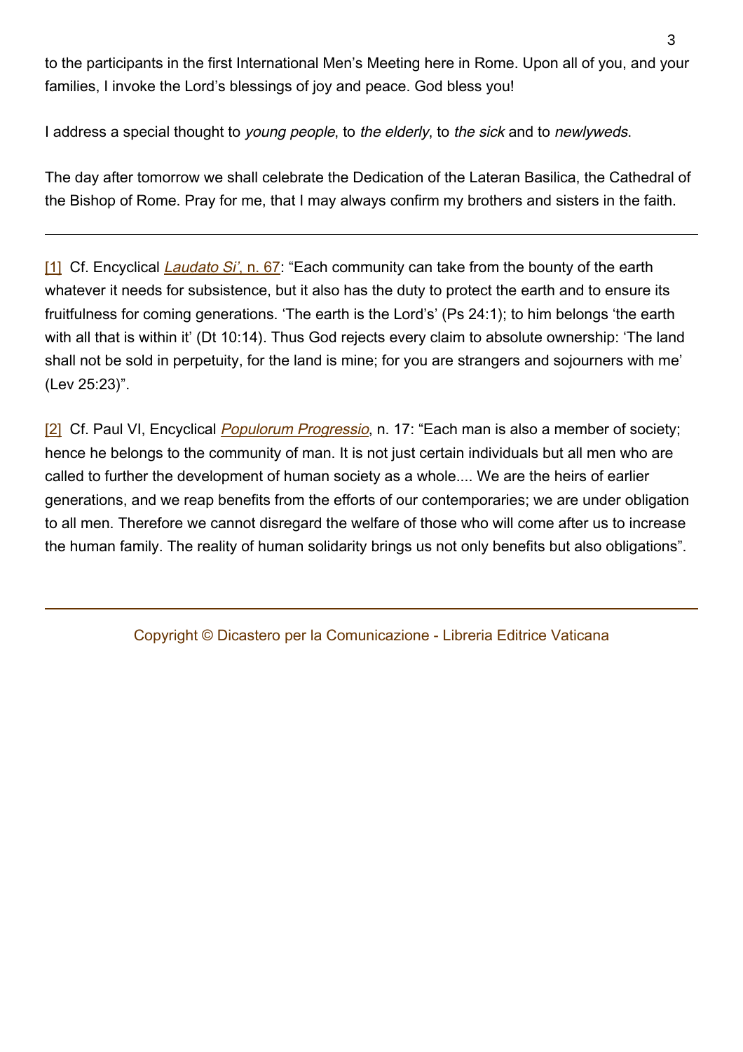to the participants in the first International Men's Meeting here in Rome. Upon all of you, and your families, I invoke the Lord's blessings of joy and peace. God bless you!

I address a special thought to *young people*, to *the elderly*, to *the sick* and to *newlyweds.*

The day after tomorrow we shall celebrate the Dedication of the Lateran Basilica, the Cathedral of the Bishop of Rome. Pray for me, that I may always confirm my brothers and sisters in the faith.

---

[1] Cf. Encyclical *Laudato Si', n. 67*: "Each community can take from the bounty of the earth whatever it needs for subsistence, but it also has the duty to protect the earth and to ensure its fruitfulness for coming generations. 'The earth is the Lord's' (Ps 24:1); to him belongs 'the earth with all that is within it' (Dt 10:14). Thus God rejects every claim to absolute ownership: 'The land shall not be sold in perpetuity, for the land is mine; for you are strangers and sojourners with me' (Lev 25:23)".

[2] Cf. Paul VI, Encyclical *Populorum Progressio*, n. 17: "Each man is also a member of society; hence he belongs to the community of man. It is not just certain individuals but all men who are called to further the development of human society as a whole.... We are the heirs of earlier generations, and we reap benefits from the efforts of our contemporaries; we are under obligation to all men. Therefore we cannot disregard the welfare of those who will come after us to increase the human family. The reality of human solidarity brings us not only benefits but also obligations".

---

Copyright © Dicastero per la Comunicazione - Libreria Editrice Vaticana